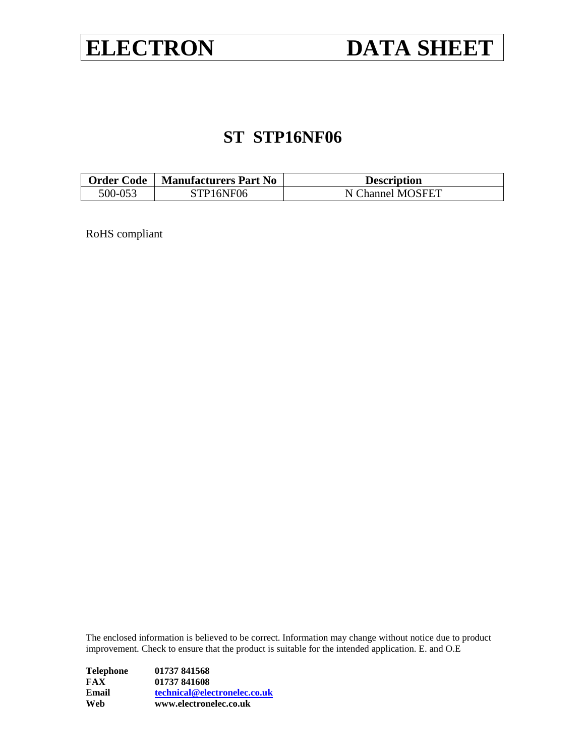# ELECTRON DATA SHEET

## ST STP16NF06

| Order Code | Manufacturers Part No | Description |
| --- | --- | --- |
| 500-053 | STP16NF06 | N Channel MOSFET |

RoHS compliant

The enclosed information is believed to be correct. Information may change without notice due to product improvement. Check to ensure that the product is suitable for the intended application. E. and O.E

**Telephone** **01737 841568**
**FAX** **01737 841608**
**Email** **technical@electronelec.co.uk**
**Web** **www.electronelec.co.uk**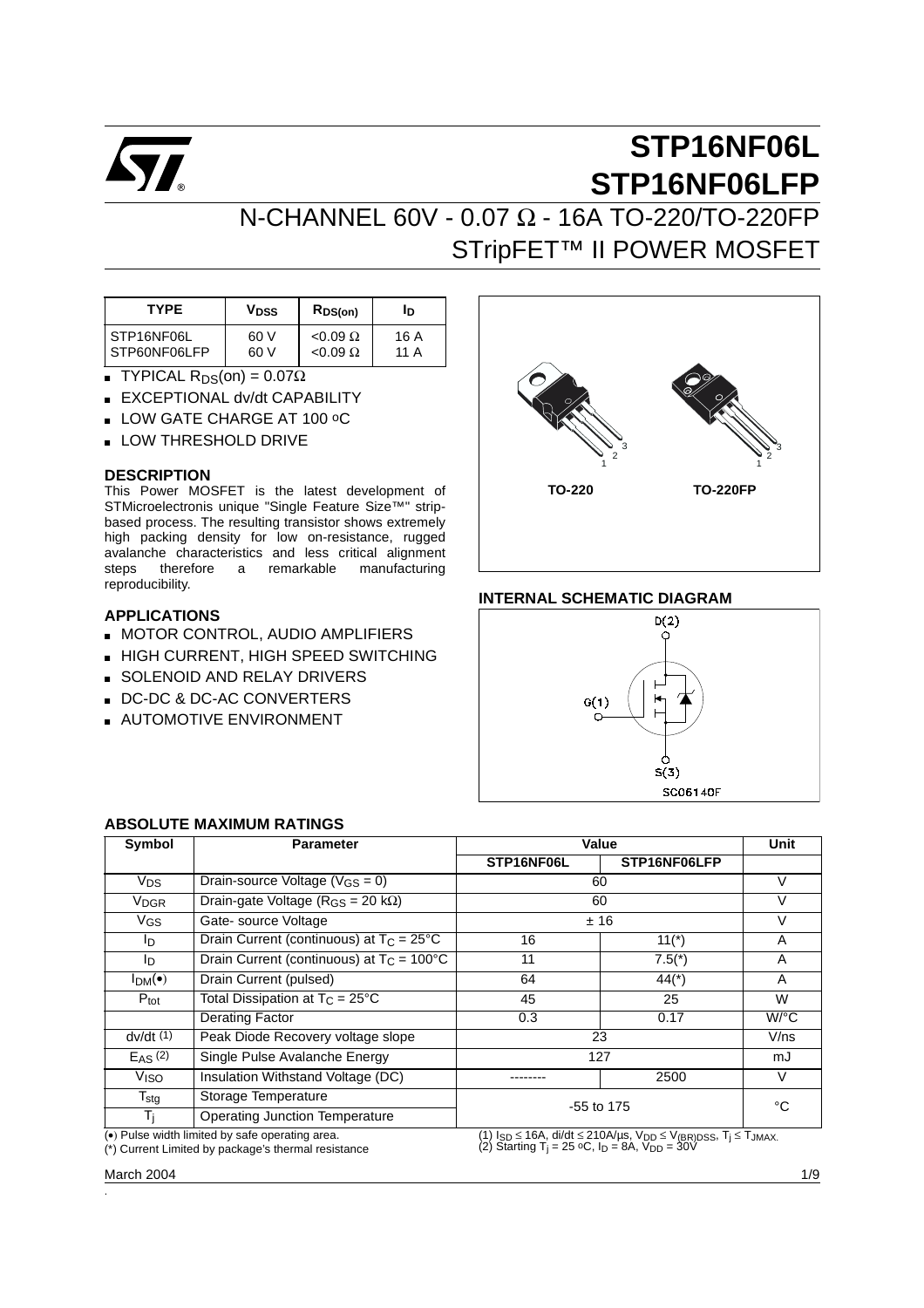# STP16NF06L
# STP16NF06LFP

## N-CHANNEL 60V - 0.07 Ω - 16A TO-220/TO-220FP STripFET™ II POWER MOSFET

| TYPE | $V_{DSS}$ | $R_{DS(on)}$ | $I_D$ |
|---|---|---|---|
| STP16NF06L | 60 V | <0.09 Ω | 16 A |
| STP60NF06LFP | 60 V | <0.09 Ω | 11 A |

- TYPICAL $R_{DS}(on) = 0.07\Omega$
- EXCEPTIONAL dv/dt CAPABILITY
- LOW GATE CHARGE AT 100 °C
- LOW THRESHOLD DRIVE

### DESCRIPTION

This Power MOSFET is the latest development of STMicroelectronis unique "Single Feature Size™" strip-based process. The resulting transistor shows extremely high packing density for low on-resistance, rugged avalanche characteristics and less critical alignment steps therefore a remarkable manufacturing reproducibility.

### APPLICATIONS

- MOTOR CONTROL, AUDIO AMPLIFIERS
- HIGH CURRENT, HIGH SPEED SWITCHING
- SOLENOID AND RELAY DRIVERS
- DC-DC & DC-AC CONVERTERS
- AUTOMOTIVE ENVIRONMENT

TO-220 TO-220FP

### INTERNAL SCHEMATIC DIAGRAM

D(2) G(1) S(3) SC06140F

### ABSOLUTE MAXIMUM RATINGS

| Symbol | Parameter | Value | | Unit |
|---|---|---|---|---|
| | | STP16NF06L | STP16NF06LFP | |
| $V_{DS}$ | Drain-source Voltage ($V_{GS}$ = 0) | 60 | | V |
| $V_{DGR}$ | Drain-gate Voltage ($R_{GS}$ = 20 kΩ) | 60 | | V |
| $V_{GS}$ | Gate- source Voltage | ± 16 | | V |
| $I_D$ | Drain Current (continuous) at $T_C$ = 25°C | 16 | 11(*) | A |
| $I_D$ | Drain Current (continuous) at $T_C$ = 100°C | 11 | 7.5(*) | A |
| $I_{DM}$(•) | Drain Current (pulsed) | 64 | 44(*) | A |
| $P_{tot}$ | Total Dissipation at $T_C$ = 25°C | 45 | 25 | W |
| | Derating Factor | 0.3 | 0.17 | W/°C |
| dv/dt (1) | Peak Diode Recovery voltage slope | 23 | | V/ns |
| $E_{AS}$ (2) | Single Pulse Avalanche Energy | 127 | | mJ |
| $V_{ISO}$ | Insulation Withstand Voltage (DC) | -------- | 2500 | V |
| $T_{stg}$ | Storage Temperature | -55 to 175 | | °C |
| $T_j$ | Operating Junction Temperature | | | |

(•) Pulse width limited by safe operating area.
(*) Current Limited by package's thermal resistance

(1) $I_{SD} \leq 16A$, di/dt ≤ 210A/µs, $V_{DD} \leq V_{(BR)DSS}$, $T_j \leq T_{JMAX}$.
(2) Starting $T_j$ = 25 °C, $I_D$ = 8A, $V_{DD}$ = 30V

March 2004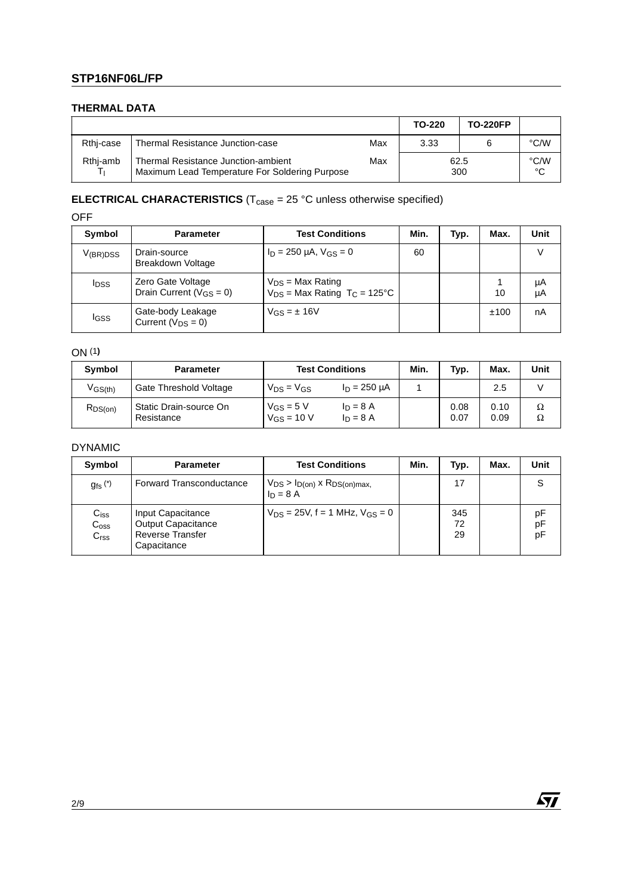## THERMAL DATA

| | | | TO-220 | TO-220FP | |
|---|---|---|---|---|---|
| Rthj-case | Thermal Resistance Junction-case | Max | 3.33 | 6 | °C/W |
| Rthj-amb<br>$T_l$ | Thermal Resistance Junction-ambient<br>Maximum Lead Temperature For Soldering Purpose | Max | 62.5<br>300 | | °C/W<br>°C |

## ELECTRICAL CHARACTERISTICS ($T_{case}$ = 25 °C unless otherwise specified)

OFF

| Symbol | Parameter | Test Conditions | Min. | Typ. | Max. | Unit |
|---|---|---|---|---|---|---|
| $V_{(BR)DSS}$ | Drain-source Breakdown Voltage | $I_D$ = 250 µA, $V_{GS}$ = 0 | 60 | | | V |
| $I_{DSS}$ | Zero Gate Voltage Drain Current ($V_{GS}$ = 0) | $V_{DS}$ = Max Rating<br>$V_{DS}$ = Max Rating $T_C$ = 125°C | | | 1<br>10 | µA<br>µA |
| $I_{GSS}$ | Gate-body Leakage Current ($V_{DS}$ = 0) | $V_{GS}$ = ± 16V | | | ±100 | nA |

ON (1)

| Symbol | Parameter | Test Conditions | Min. | Typ. | Max. | Unit |
|---|---|---|---|---|---|---|
| $V_{GS(th)}$ | Gate Threshold Voltage | $V_{DS}$ = $V_{GS}$ $I_D$ = 250 µA | 1 | | 2.5 | V |
| $R_{DS(on)}$ | Static Drain-source On Resistance | $V_{GS}$ = 5 V $I_D$ = 8 A<br>$V_{GS}$ = 10 V $I_D$ = 8 A | | 0.08<br>0.07 | 0.10<br>0.09 | Ω<br>Ω |

DYNAMIC

| Symbol | Parameter | Test Conditions | Min. | Typ. | Max. | Unit |
|---|---|---|---|---|---|---|
| $g_{fs}$ (*) | Forward Transconductance | $V_{DS}$ > $I_{D(on)}$ x $R_{DS(on)max,}$<br>$I_D$ = 8 A | | 17 | | S |
| $C_{iss}$<br>$C_{oss}$<br>$C_{rss}$ | Input Capacitance<br>Output Capacitance<br>Reverse Transfer Capacitance | $V_{DS}$ = 25V, f = 1 MHz, $V_{GS}$ = 0 | | 345<br>72<br>29 | | pF<br>pF<br>pF |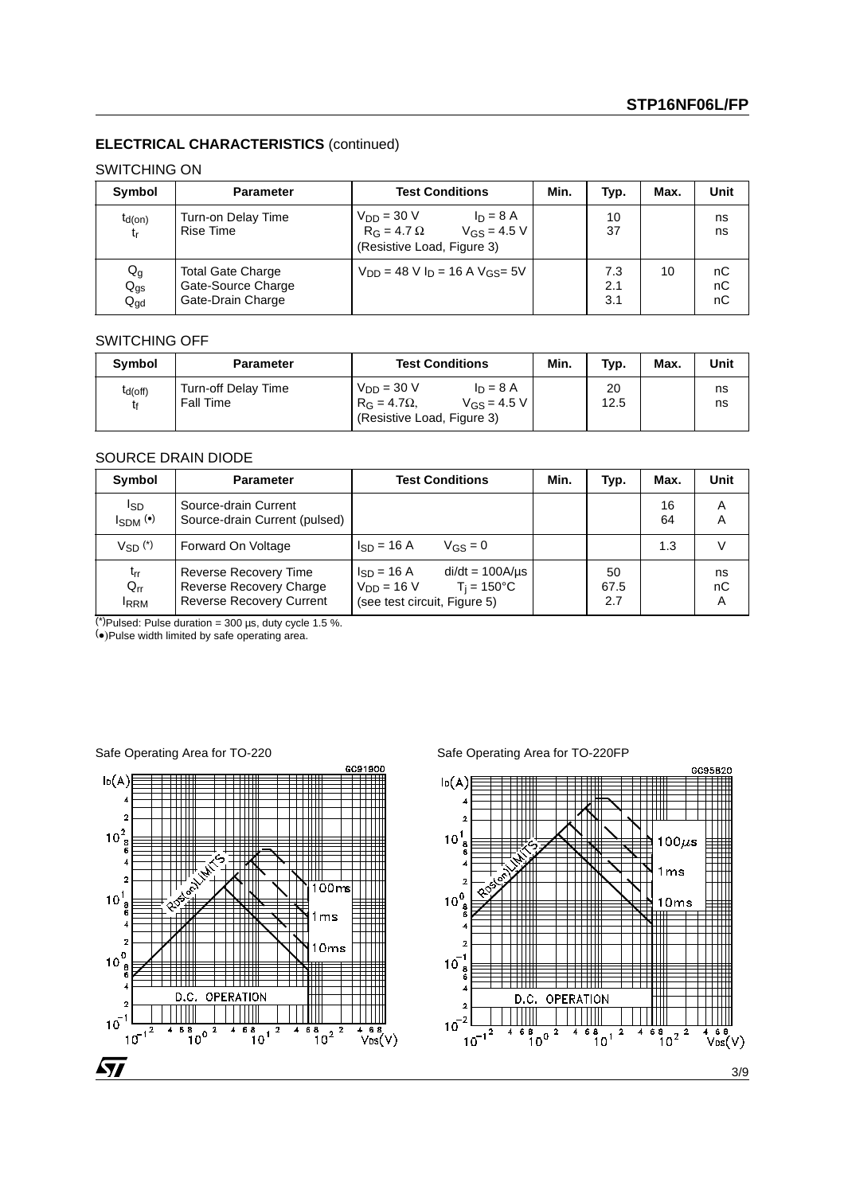## ELECTRICAL CHARACTERISTICS (continued)

### SWITCHING ON

| Symbol | Parameter | Test Conditions | Min. | Typ. | Max. | Unit |
|---|---|---|---|---|---|---|
| $t_{d(on)}$<br>$t_r$ | Turn-on Delay Time<br>Rise Time | $V_{DD}$ = 30 V $I_D$ = 8 A<br>$R_G$ = 4.7 Ω $V_{GS}$ = 4.5 V<br>(Resistive Load, Figure 3) | | 10<br>37 | | ns<br>ns |
| $Q_g$<br>$Q_{gs}$<br>$Q_{gd}$ | Total Gate Charge<br>Gate-Source Charge<br>Gate-Drain Charge | $V_{DD}$ = 48 V $I_D$ = 16 A $V_{GS}$= 5V | | 7.3<br>2.1<br>3.1 | 10 | nC<br>nC<br>nC |

### SWITCHING OFF

| Symbol | Parameter | Test Conditions | Min. | Typ. | Max. | Unit |
|---|---|---|---|---|---|---|
| $t_{d(off)}$<br>$t_f$ | Turn-off Delay Time<br>Fall Time | $V_{DD}$ = 30 V $I_D$ = 8 A<br>$R_G$ = 4.7Ω, $V_{GS}$ = 4.5 V<br>(Resistive Load, Figure 3) | | 20<br>12.5 | | ns<br>ns |

### SOURCE DRAIN DIODE

| Symbol | Parameter | Test Conditions | Min. | Typ. | Max. | Unit |
|---|---|---|---|---|---|---|
| $I_{SD}$<br>$I_{SDM}$ (•) | Source-drain Current<br>Source-drain Current (pulsed) | | | | 16<br>64 | A<br>A |
| $V_{SD}$ (*) | Forward On Voltage | $I_{SD}$ = 16 A $V_{GS}$ = 0 | | | 1.3 | V |
| $t_{rr}$<br>$Q_{rr}$<br>$I_{RRM}$ | Reverse Recovery Time<br>Reverse Recovery Charge<br>Reverse Recovery Current | $I_{SD}$ = 16 A di/dt = 100A/µs<br>$V_{DD}$ = 16 V $T_j$ = 150°C<br>(see test circuit, Figure 5) | | 50<br>67.5<br>2.7 | | ns<br>nC<br>A |

(*)Pulsed: Pulse duration = 300 µs, duty cycle 1.5 %.
(•)Pulse width limited by safe operating area.

Safe Operating Area for TO-220

Safe Operating Area for TO-220FP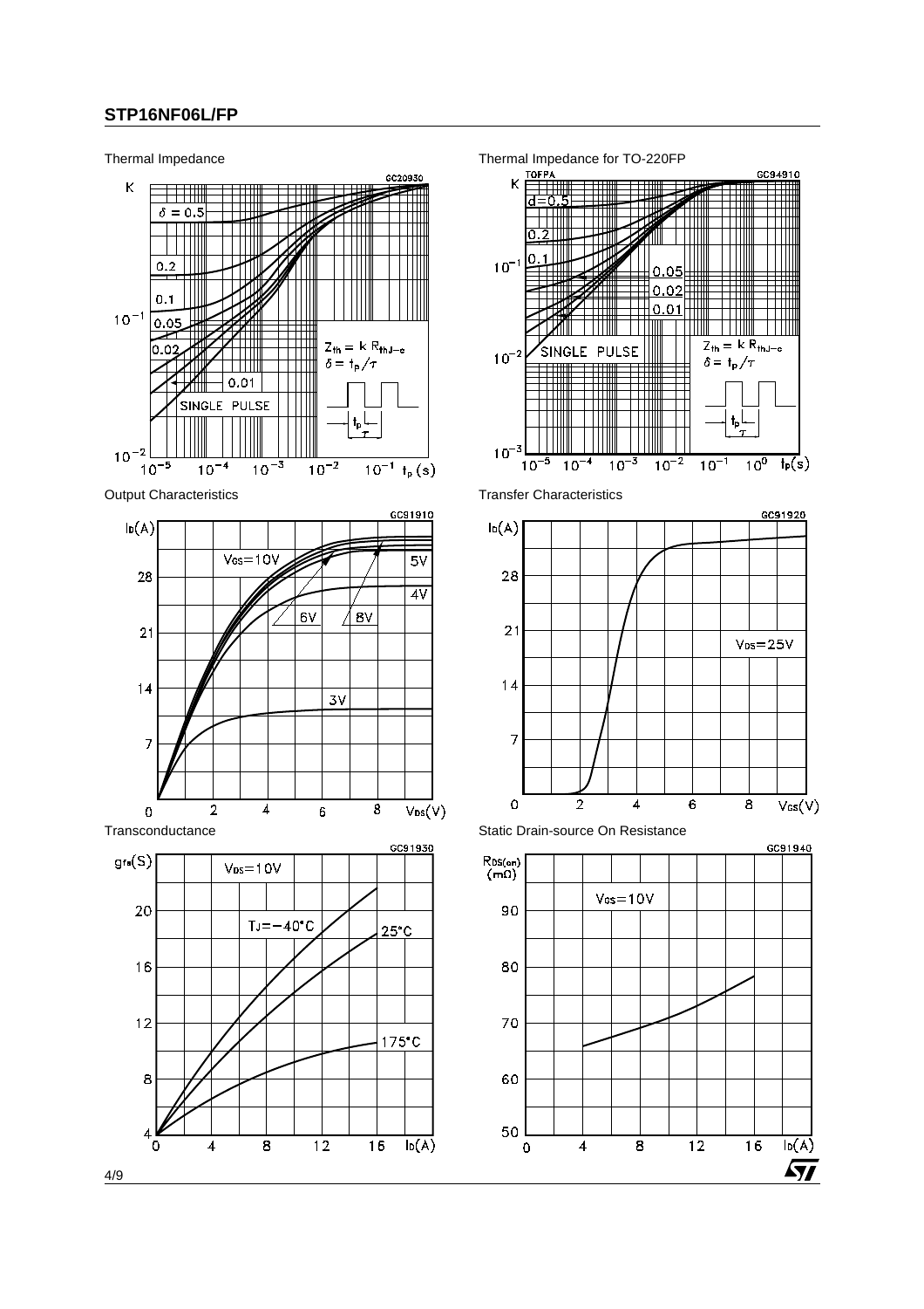Thermal Impedance

Thermal Impedance for TO-220FP

Output Characteristics

Transfer Characteristics

Transconductance

Static Drain-source On Resistance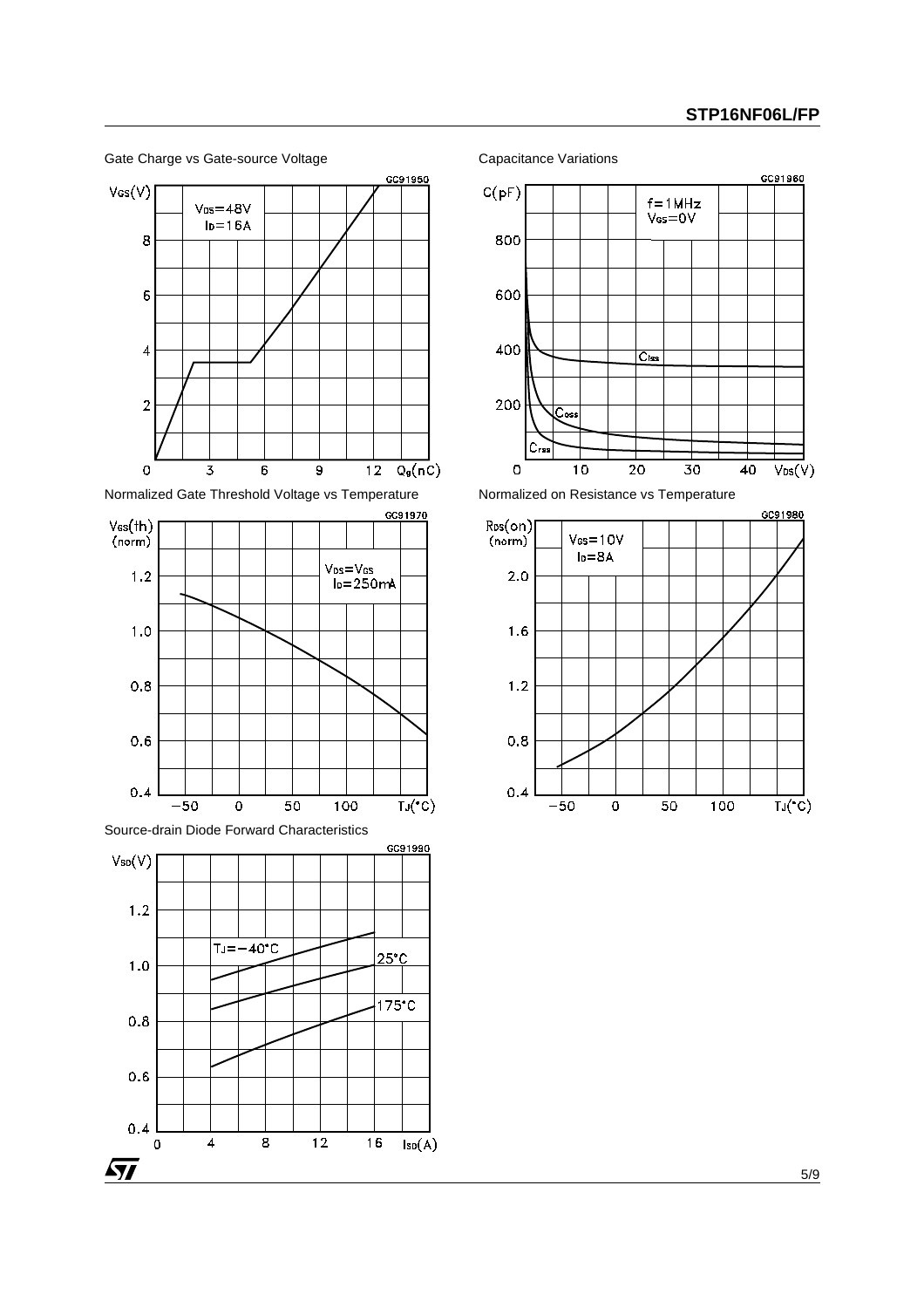Gate Charge vs Gate-source Voltage

Capacitance Variations

Normalized Gate Threshold Voltage vs Temperature

Normalized on Resistance vs Temperature

Source-drain Diode Forward Characteristics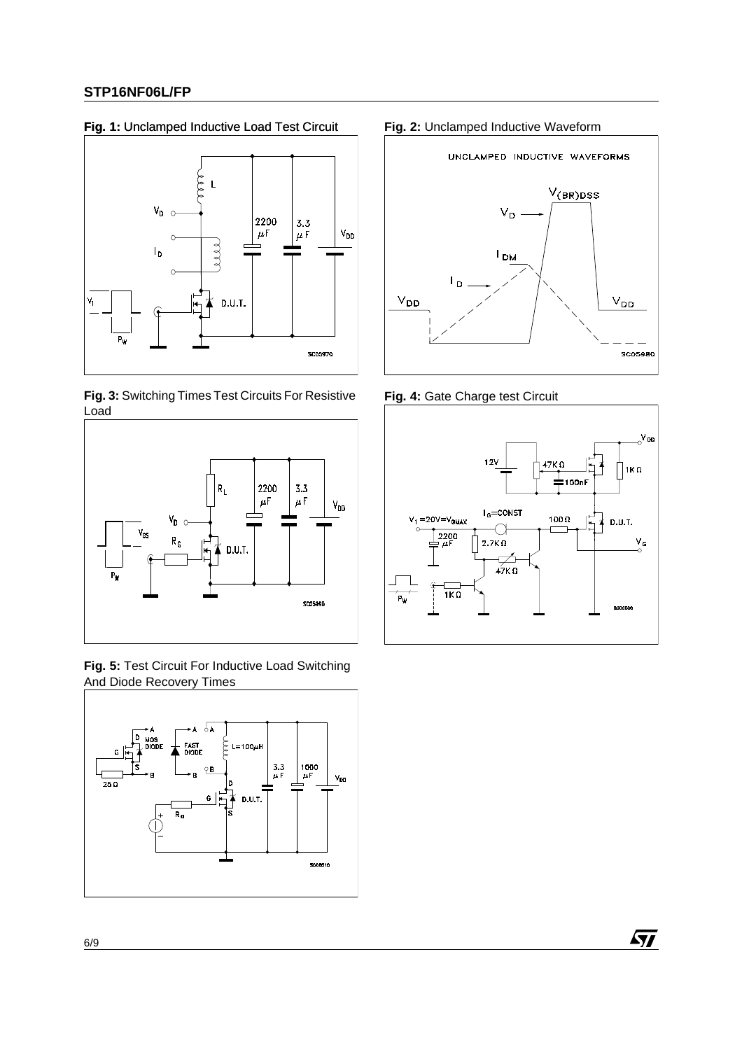**Fig. 1:** Unclamped Inductive Load Test Circuit

**Fig. 2:** Unclamped Inductive Waveform

**Fig. 3:** Switching Times Test Circuits For Resistive Load

**Fig. 4:** Gate Charge test Circuit

**Fig. 5:** Test Circuit For Inductive Load Switching And Diode Recovery Times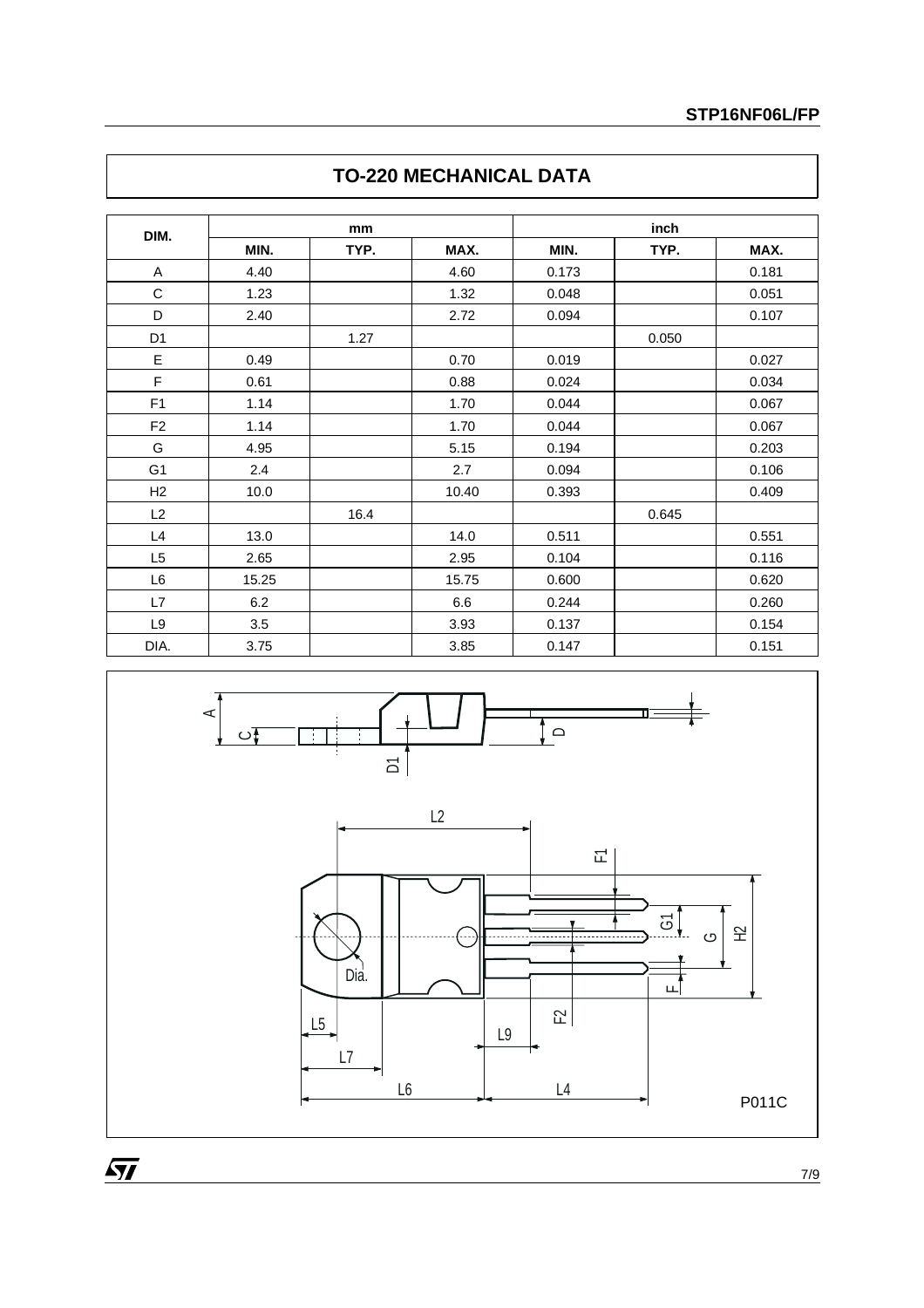## TO-220 MECHANICAL DATA

| DIM. | mm | | | inch | | |
|---|---|---|---|---|---|---|
| | MIN. | TYP. | MAX. | MIN. | TYP. | MAX. |
| A | 4.40 | | 4.60 | 0.173 | | 0.181 |
| C | 1.23 | | 1.32 | 0.048 | | 0.051 |
| D | 2.40 | | 2.72 | 0.094 | | 0.107 |
| D1 | | 1.27 | | | 0.050 | |
| E | 0.49 | | 0.70 | 0.019 | | 0.027 |
| F | 0.61 | | 0.88 | 0.024 | | 0.034 |
| F1 | 1.14 | | 1.70 | 0.044 | | 0.067 |
| F2 | 1.14 | | 1.70 | 0.044 | | 0.067 |
| G | 4.95 | | 5.15 | 0.194 | | 0.203 |
| G1 | 2.4 | | 2.7 | 0.094 | | 0.106 |
| H2 | 10.0 | | 10.40 | 0.393 | | 0.409 |
| L2 | | 16.4 | | | 0.645 | |
| L4 | 13.0 | | 14.0 | 0.511 | | 0.551 |
| L5 | 2.65 | | 2.95 | 0.104 | | 0.116 |
| L6 | 15.25 | | 15.75 | 0.600 | | 0.620 |
| L7 | 6.2 | | 6.6 | 0.244 | | 0.260 |
| L9 | 3.5 | | 3.93 | 0.137 | | 0.154 |
| DIA. | 3.75 | | 3.85 | 0.147 | | 0.151 |

P011C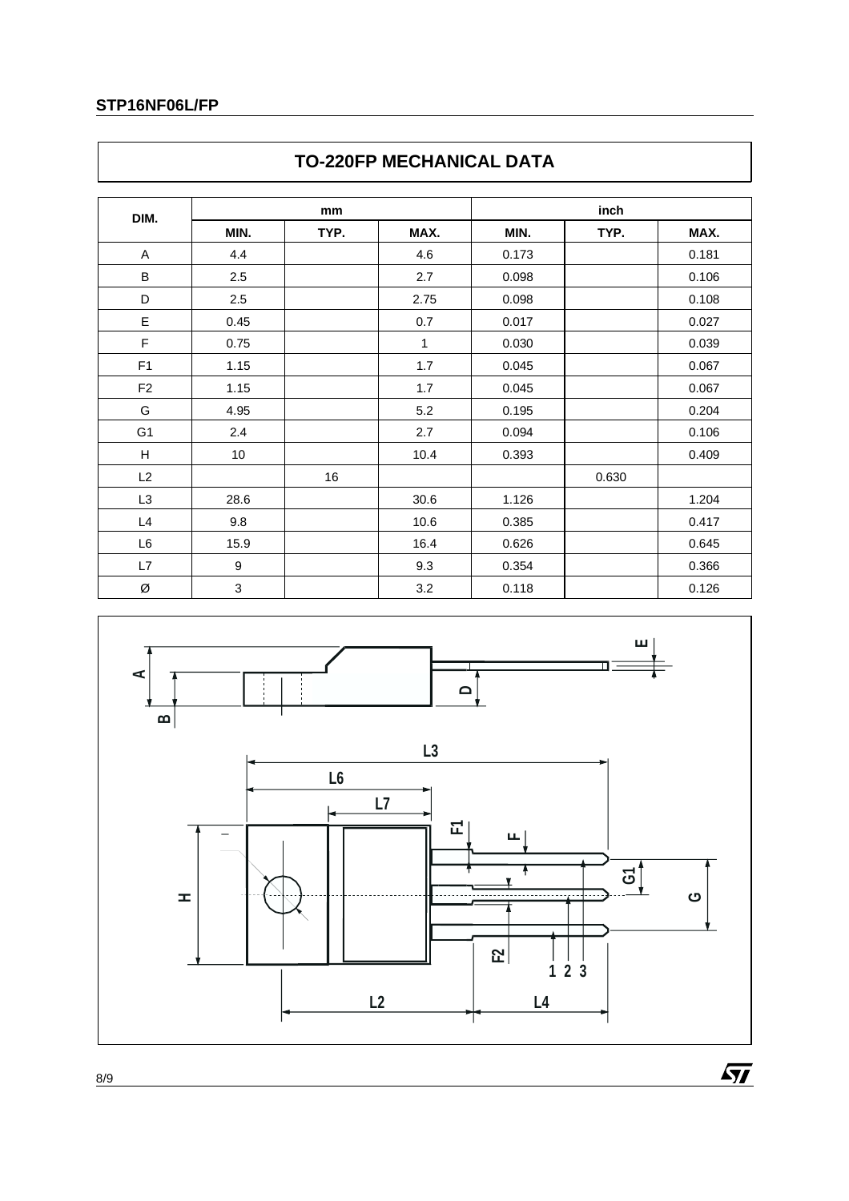## TO-220FP MECHANICAL DATA

| DIM. | mm | | | inch | | |
|---|---|---|---|---|---|---|
| | MIN. | TYP. | MAX. | MIN. | TYP. | MAX. |
| A | 4.4 | | 4.6 | 0.173 | | 0.181 |
| B | 2.5 | | 2.7 | 0.098 | | 0.106 |
| D | 2.5 | | 2.75 | 0.098 | | 0.108 |
| E | 0.45 | | 0.7 | 0.017 | | 0.027 |
| F | 0.75 | | 1 | 0.030 | | 0.039 |
| F1 | 1.15 | | 1.7 | 0.045 | | 0.067 |
| F2 | 1.15 | | 1.7 | 0.045 | | 0.067 |
| G | 4.95 | | 5.2 | 0.195 | | 0.204 |
| G1 | 2.4 | | 2.7 | 0.094 | | 0.106 |
| H | 10 | | 10.4 | 0.393 | | 0.409 |
| L2 | | 16 | | | 0.630 | |
| L3 | 28.6 | | 30.6 | 1.126 | | 1.204 |
| L4 | 9.8 | | 10.6 | 0.385 | | 0.417 |
| L6 | 15.9 | | 16.4 | 0.626 | | 0.645 |
| L7 | 9 | | 9.3 | 0.354 | | 0.366 |
| Ø | 3 | | 3.2 | 0.118 | | 0.126 |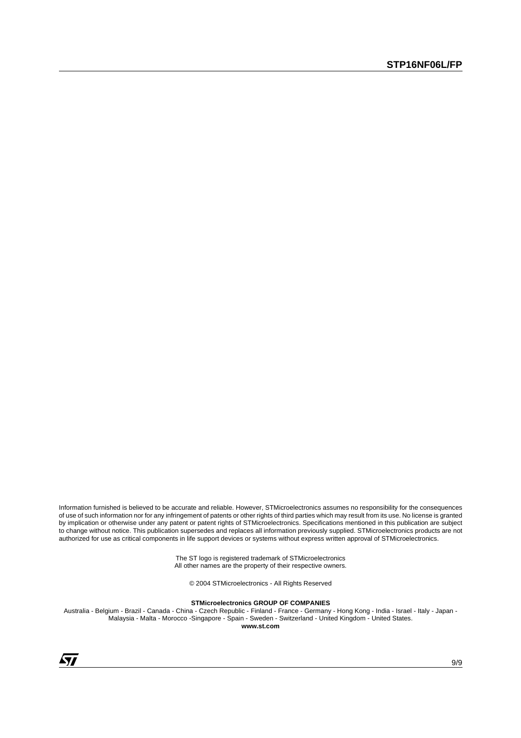Information furnished is believed to be accurate and reliable. However, STMicroelectronics assumes no responsibility for the consequences of use of such information nor for any infringement of patents or other rights of third parties which may result from its use. No license is granted by implication or otherwise under any patent or patent rights of STMicroelectronics. Specifications mentioned in this publication are subject to change without notice. This publication supersedes and replaces all information previously supplied. STMicroelectronics products are not authorized for use as critical components in life support devices or systems without express written approval of STMicroelectronics.

The ST logo is registered trademark of STMicroelectronics
All other names are the property of their respective owners.

© 2004 STMicroelectronics - All Rights Reserved

**STMicroelectronics GROUP OF COMPANIES**

Australia - Belgium - Brazil - Canada - China - Czech Republic - Finland - France - Germany - Hong Kong - India - Israel - Italy - Japan - Malaysia - Malta - Morocco -Singapore - Spain - Sweden - Switzerland - United Kingdom - United States.

**www.st.com**